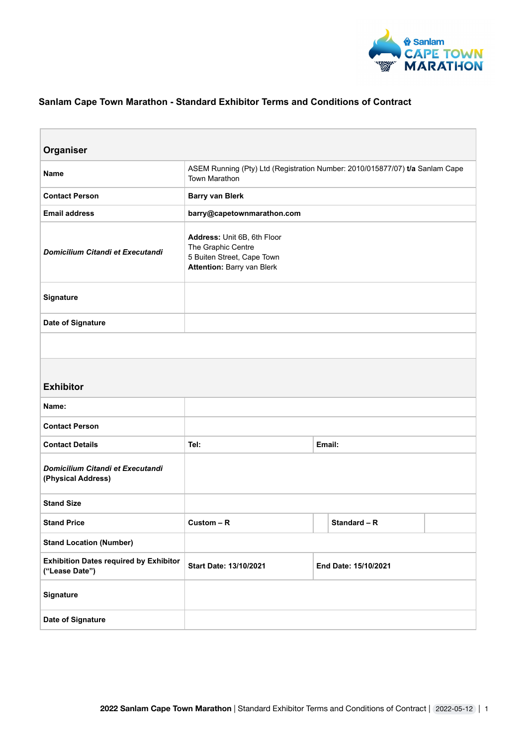## Sanlam Cape Town Marathon - Standard Exhibitor Terms and Conditions of Contract

| **Organiser** | | | |
|---|---|---|---|
| **Name** | ASEM Running (Pty) Ltd (Registration Number: 2010/015877/07) **t/a** Sanlam Cape Town Marathon | | |
| **Contact Person** | **Barry van Blerk** | | |
| **Email address** | **barry@capetownmarathon.com** | | |
| ***Domicilium Citandi et Executandi*** | **Address:** Unit 6B, 6th Floor<br>The Graphic Centre<br>5 Buiten Street, Cape Town<br>**Attention:** Barry van Blerk | | |
| **Signature** | | | |
| **Date of Signature** | | | |

| **Exhibitor** | | | | |
|---|---|---|---|---|
| **Name:** | | | | |
| **Contact Person** | | | | |
| **Contact Details** | **Tel:** | **Email:** | | |
| ***Domicilium Citandi et Executandi* (Physical Address)** | | | | |
| **Stand Size** | | | | |
| **Stand Price** | **Custom – R** | | **Standard – R** | |
| **Stand Location (Number)** | | | | |
| **Exhibition Dates required by Exhibitor ("Lease Date")** | **Start Date: 13/10/2021** | **End Date: 15/10/2021** | | |
| **Signature** | | | | |
| **Date of Signature** | | | | |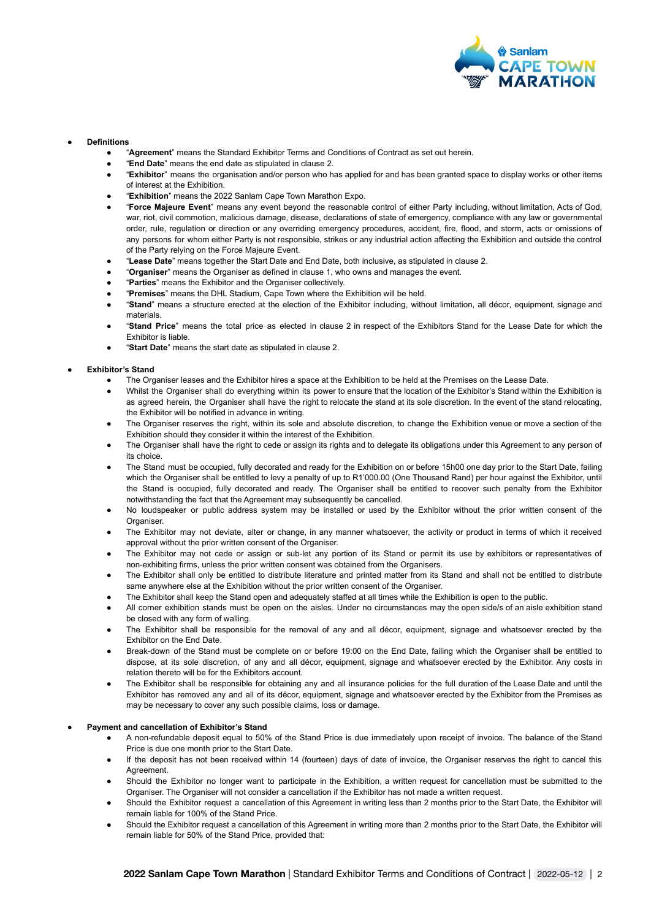- **Definitions**
  - "**Agreement**" means the Standard Exhibitor Terms and Conditions of Contract as set out herein.
  - "**End Date**" means the end date as stipulated in clause 2.
  - "**Exhibitor**" means the organisation and/or person who has applied for and has been granted space to display works or other items of interest at the Exhibition.
  - "**Exhibition**" means the 2022 Sanlam Cape Town Marathon Expo.
  - "**Force Majeure Event**" means any event beyond the reasonable control of either Party including, without limitation, Acts of God, war, riot, civil commotion, malicious damage, disease, declarations of state of emergency, compliance with any law or governmental order, rule, regulation or direction or any overriding emergency procedures, accident, fire, flood, and storm, acts or omissions of any persons for whom either Party is not responsible, strikes or any industrial action affecting the Exhibition and outside the control of the Party relying on the Force Majeure Event.
  - "**Lease Date**" means together the Start Date and End Date, both inclusive, as stipulated in clause 2.
  - "**Organiser**" means the Organiser as defined in clause 1, who owns and manages the event.
  - "**Parties**" means the Exhibitor and the Organiser collectively.
  - "**Premises**" means the DHL Stadium, Cape Town where the Exhibition will be held.
  - "**Stand**" means a structure erected at the election of the Exhibitor including, without limitation, all décor, equipment, signage and materials.
  - "**Stand Price**" means the total price as elected in clause 2 in respect of the Exhibitors Stand for the Lease Date for which the Exhibitor is liable.
  - "**Start Date**" means the start date as stipulated in clause 2.

- **Exhibitor's Stand**
  - The Organiser leases and the Exhibitor hires a space at the Exhibition to be held at the Premises on the Lease Date.
  - Whilst the Organiser shall do everything within its power to ensure that the location of the Exhibitor's Stand within the Exhibition is as agreed herein, the Organiser shall have the right to relocate the stand at its sole discretion. In the event of the stand relocating, the Exhibitor will be notified in advance in writing.
  - The Organiser reserves the right, within its sole and absolute discretion, to change the Exhibition venue or move a section of the Exhibition should they consider it within the interest of the Exhibition.
  - The Organiser shall have the right to cede or assign its rights and to delegate its obligations under this Agreement to any person of its choice.
  - The Stand must be occupied, fully decorated and ready for the Exhibition on or before 15h00 one day prior to the Start Date, failing which the Organiser shall be entitled to levy a penalty of up to R1'000.00 (One Thousand Rand) per hour against the Exhibitor, until the Stand is occupied, fully decorated and ready. The Organiser shall be entitled to recover such penalty from the Exhibitor notwithstanding the fact that the Agreement may subsequently be cancelled.
  - No loudspeaker or public address system may be installed or used by the Exhibitor without the prior written consent of the Organiser.
  - The Exhibitor may not deviate, alter or change, in any manner whatsoever, the activity or product in terms of which it received approval without the prior written consent of the Organiser.
  - The Exhibitor may not cede or assign or sub-let any portion of its Stand or permit its use by exhibitors or representatives of non-exhibiting firms, unless the prior written consent was obtained from the Organisers.
  - The Exhibitor shall only be entitled to distribute literature and printed matter from its Stand and shall not be entitled to distribute same anywhere else at the Exhibition without the prior written consent of the Organiser.
  - The Exhibitor shall keep the Stand open and adequately staffed at all times while the Exhibition is open to the public.
  - All corner exhibition stands must be open on the aisles. Under no circumstances may the open side/s of an aisle exhibition stand be closed with any form of walling.
  - The Exhibitor shall be responsible for the removal of any and all décor, equipment, signage and whatsoever erected by the Exhibitor on the End Date.
  - Break-down of the Stand must be complete on or before 19:00 on the End Date, failing which the Organiser shall be entitled to dispose, at its sole discretion, of any and all décor, equipment, signage and whatsoever erected by the Exhibitor. Any costs in relation thereto will be for the Exhibitors account.
  - The Exhibitor shall be responsible for obtaining any and all insurance policies for the full duration of the Lease Date and until the Exhibitor has removed any and all of its décor, equipment, signage and whatsoever erected by the Exhibitor from the Premises as may be necessary to cover any such possible claims, loss or damage.

- **Payment and cancellation of Exhibitor's Stand**
  - A non-refundable deposit equal to 50% of the Stand Price is due immediately upon receipt of invoice. The balance of the Stand Price is due one month prior to the Start Date.
  - If the deposit has not been received within 14 (fourteen) days of date of invoice, the Organiser reserves the right to cancel this Agreement.
  - Should the Exhibitor no longer want to participate in the Exhibition, a written request for cancellation must be submitted to the Organiser. The Organiser will not consider a cancellation if the Exhibitor has not made a written request.
  - Should the Exhibitor request a cancellation of this Agreement in writing less than 2 months prior to the Start Date, the Exhibitor will remain liable for 100% of the Stand Price.
  - Should the Exhibitor request a cancellation of this Agreement in writing more than 2 months prior to the Start Date, the Exhibitor will remain liable for 50% of the Stand Price, provided that: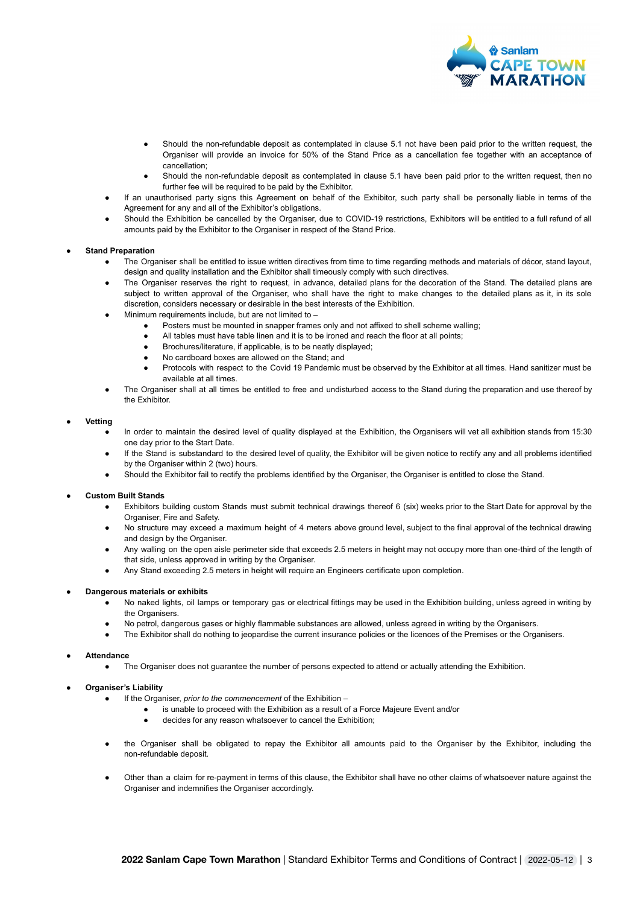- Should the non-refundable deposit as contemplated in clause 5.1 not have been paid prior to the written request, the Organiser will provide an invoice for 50% of the Stand Price as a cancellation fee together with an acceptance of cancellation;
    - Should the non-refundable deposit as contemplated in clause 5.1 have been paid prior to the written request, then no further fee will be required to be paid by the Exhibitor.
  - If an unauthorised party signs this Agreement on behalf of the Exhibitor, such party shall be personally liable in terms of the Agreement for any and all of the Exhibitor's obligations.
  - Should the Exhibition be cancelled by the Organiser, due to COVID-19 restrictions, Exhibitors will be entitled to a full refund of all amounts paid by the Exhibitor to the Organiser in respect of the Stand Price.

- **Stand Preparation**
  - The Organiser shall be entitled to issue written directives from time to time regarding methods and materials of décor, stand layout, design and quality installation and the Exhibitor shall timeously comply with such directives.
  - The Organiser reserves the right to request, in advance, detailed plans for the decoration of the Stand. The detailed plans are subject to written approval of the Organiser, who shall have the right to make changes to the detailed plans as it, in its sole discretion, considers necessary or desirable in the best interests of the Exhibition.
  - Minimum requirements include, but are not limited to –
    - Posters must be mounted in snapper frames only and not affixed to shell scheme walling;
    - All tables must have table linen and it is to be ironed and reach the floor at all points;
    - Brochures/literature, if applicable, is to be neatly displayed;
    - No cardboard boxes are allowed on the Stand; and
    - Protocols with respect to the Covid 19 Pandemic must be observed by the Exhibitor at all times. Hand sanitizer must be available at all times.
  - The Organiser shall at all times be entitled to free and undisturbed access to the Stand during the preparation and use thereof by the Exhibitor.

- **Vetting**
  - In order to maintain the desired level of quality displayed at the Exhibition, the Organisers will vet all exhibition stands from 15:30 one day prior to the Start Date.
  - If the Stand is substandard to the desired level of quality, the Exhibitor will be given notice to rectify any and all problems identified by the Organiser within 2 (two) hours.
  - Should the Exhibitor fail to rectify the problems identified by the Organiser, the Organiser is entitled to close the Stand.

- **Custom Built Stands**
  - Exhibitors building custom Stands must submit technical drawings thereof 6 (six) weeks prior to the Start Date for approval by the Organiser, Fire and Safety.
  - No structure may exceed a maximum height of 4 meters above ground level, subject to the final approval of the technical drawing and design by the Organiser.
  - Any walling on the open aisle perimeter side that exceeds 2.5 meters in height may not occupy more than one-third of the length of that side, unless approved in writing by the Organiser.
  - Any Stand exceeding 2.5 meters in height will require an Engineers certificate upon completion.

- **Dangerous materials or exhibits**
  - No naked lights, oil lamps or temporary gas or electrical fittings may be used in the Exhibition building, unless agreed in writing by the Organisers.
  - No petrol, dangerous gases or highly flammable substances are allowed, unless agreed in writing by the Organisers.
  - The Exhibitor shall do nothing to jeopardise the current insurance policies or the licences of the Premises or the Organisers.

- **Attendance**
  - The Organiser does not guarantee the number of persons expected to attend or actually attending the Exhibition.

- **Organiser's Liability**
  - If the Organiser, *prior to the commencement* of the Exhibition –
    - is unable to proceed with the Exhibition as a result of a Force Majeure Event and/or
    - decides for any reason whatsoever to cancel the Exhibition;
  - the Organiser shall be obligated to repay the Exhibitor all amounts paid to the Organiser by the Exhibitor, including the non-refundable deposit.
  - Other than a claim for re-payment in terms of this clause, the Exhibitor shall have no other claims of whatsoever nature against the Organiser and indemnifies the Organiser accordingly.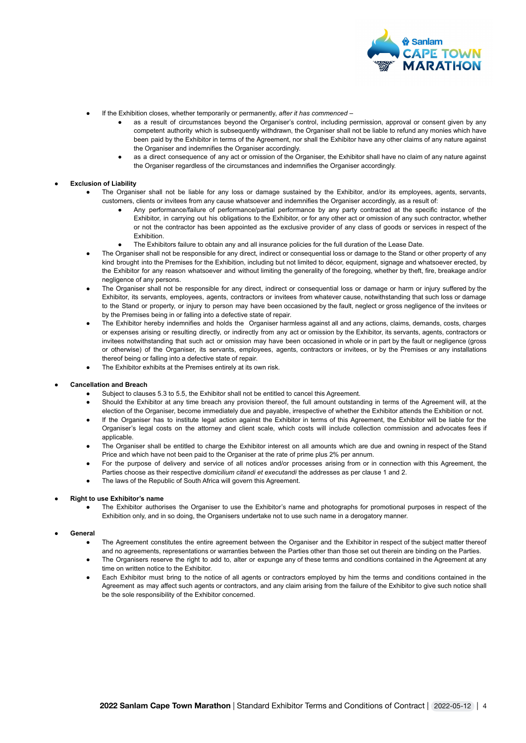- If the Exhibition closes, whether temporarily or permanently, *after it has commenced* –
    - as a result of circumstances beyond the Organiser's control, including permission, approval or consent given by any competent authority which is subsequently withdrawn, the Organiser shall not be liable to refund any monies which have been paid by the Exhibitor in terms of the Agreement, nor shall the Exhibitor have any other claims of any nature against the Organiser and indemnifies the Organiser accordingly.
    - as a direct consequence of any act or omission of the Organiser, the Exhibitor shall have no claim of any nature against the Organiser regardless of the circumstances and indemnifies the Organiser accordingly.

- **Exclusion of Liability**
    - The Organiser shall not be liable for any loss or damage sustained by the Exhibitor, and/or its employees, agents, servants, customers, clients or invitees from any cause whatsoever and indemnifies the Organiser accordingly, as a result of:
        - Any performance/failure of performance/partial performance by any party contracted at the specific instance of the Exhibitor, in carrying out his obligations to the Exhibitor, or for any other act or omission of any such contractor, whether or not the contractor has been appointed as the exclusive provider of any class of goods or services in respect of the Exhibition.
        - The Exhibitors failure to obtain any and all insurance policies for the full duration of the Lease Date.
    - The Organiser shall not be responsible for any direct, indirect or consequential loss or damage to the Stand or other property of any kind brought into the Premises for the Exhibition, including but not limited to décor, equipment, signage and whatsoever erected, by the Exhibitor for any reason whatsoever and without limiting the generality of the foregoing, whether by theft, fire, breakage and/or negligence of any persons.
    - The Organiser shall not be responsible for any direct, indirect or consequential loss or damage or harm or injury suffered by the Exhibitor, its servants, employees, agents, contractors or invitees from whatever cause, notwithstanding that such loss or damage to the Stand or property, or injury to person may have been occasioned by the fault, neglect or gross negligence of the invitees or by the Premises being in or falling into a defective state of repair.
    - The Exhibitor hereby indemnifies and holds the Organiser harmless against all and any actions, claims, demands, costs, charges or expenses arising or resulting directly, or indirectly from any act or omission by the Exhibitor, its servants, agents, contractors or invitees notwithstanding that such act or omission may have been occasioned in whole or in part by the fault or negligence (gross or otherwise) of the Organiser, its servants, employees, agents, contractors or invitees, or by the Premises or any installations thereof being or falling into a defective state of repair.
    - The Exhibitor exhibits at the Premises entirely at its own risk.

- **Cancellation and Breach**
    - Subject to clauses 5.3 to 5.5, the Exhibitor shall not be entitled to cancel this Agreement.
    - Should the Exhibitor at any time breach any provision thereof, the full amount outstanding in terms of the Agreement will, at the election of the Organiser, become immediately due and payable, irrespective of whether the Exhibitor attends the Exhibition or not.
    - If the Organiser has to institute legal action against the Exhibitor in terms of this Agreement, the Exhibitor will be liable for the Organiser's legal costs on the attorney and client scale, which costs will include collection commission and advocates fees if applicable.
    - The Organiser shall be entitled to charge the Exhibitor interest on all amounts which are due and owning in respect of the Stand Price and which have not been paid to the Organiser at the rate of prime plus 2% per annum.
    - For the purpose of delivery and service of all notices and/or processes arising from or in connection with this Agreement, the Parties choose as their respective *domicilium citandi et executandi* the addresses as per clause 1 and 2.
    - The laws of the Republic of South Africa will govern this Agreement.

- **Right to use Exhibitor's name**
    - The Exhibitor authorises the Organiser to use the Exhibitor's name and photographs for promotional purposes in respect of the Exhibition only, and in so doing, the Organisers undertake not to use such name in a derogatory manner.

- **General**
    - The Agreement constitutes the entire agreement between the Organiser and the Exhibitor in respect of the subject matter thereof and no agreements, representations or warranties between the Parties other than those set out therein are binding on the Parties.
    - The Organisers reserve the right to add to, alter or expunge any of these terms and conditions contained in the Agreement at any time on written notice to the Exhibitor.
    - Each Exhibitor must bring to the notice of all agents or contractors employed by him the terms and conditions contained in the Agreement as may affect such agents or contractors, and any claim arising from the failure of the Exhibitor to give such notice shall be the sole responsibility of the Exhibitor concerned.